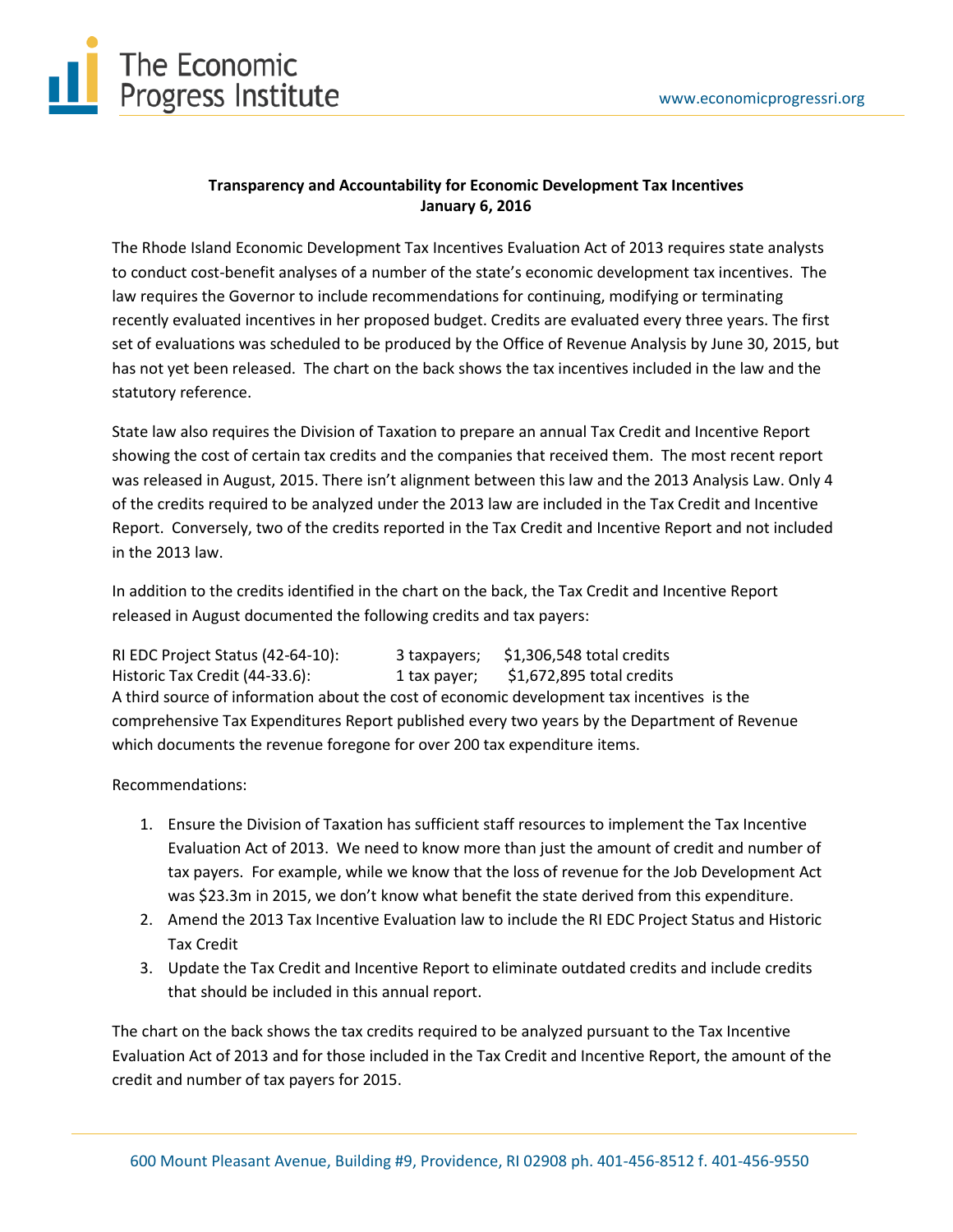# Transparency and Accountability for Economic Development Tax Incentives
**January 6, 2016**

The Rhode Island Economic Development Tax Incentives Evaluation Act of 2013 requires state analysts to conduct cost-benefit analyses of a number of the state's economic development tax incentives. The law requires the Governor to include recommendations for continuing, modifying or terminating recently evaluated incentives in her proposed budget. Credits are evaluated every three years. The first set of evaluations was scheduled to be produced by the Office of Revenue Analysis by June 30, 2015, but has not yet been released. The chart on the back shows the tax incentives included in the law and the statutory reference.

State law also requires the Division of Taxation to prepare an annual Tax Credit and Incentive Report showing the cost of certain tax credits and the companies that received them. The most recent report was released in August, 2015. There isn't alignment between this law and the 2013 Analysis Law. Only 4 of the credits required to be analyzed under the 2013 law are included in the Tax Credit and Incentive Report. Conversely, two of the credits reported in the Tax Credit and Incentive Report and not included in the 2013 law.

In addition to the credits identified in the chart on the back, the Tax Credit and Incentive Report released in August documented the following credits and tax payers:

RI EDC Project Status (42-64-10): 3 taxpayers; $1,306,548 total credits
Historic Tax Credit (44-33.6): 1 tax payer; $1,672,895 total credits

A third source of information about the cost of economic development tax incentives is the comprehensive Tax Expenditures Report published every two years by the Department of Revenue which documents the revenue foregone for over 200 tax expenditure items.

Recommendations:

1. Ensure the Division of Taxation has sufficient staff resources to implement the Tax Incentive Evaluation Act of 2013. We need to know more than just the amount of credit and number of tax payers. For example, while we know that the loss of revenue for the Job Development Act was $23.3m in 2015, we don't know what benefit the state derived from this expenditure.
2. Amend the 2013 Tax Incentive Evaluation law to include the RI EDC Project Status and Historic Tax Credit
3. Update the Tax Credit and Incentive Report to eliminate outdated credits and include credits that should be included in this annual report.

The chart on the back shows the tax credits required to be analyzed pursuant to the Tax Incentive Evaluation Act of 2013 and for those included in the Tax Credit and Incentive Report, the amount of the credit and number of tax payers for 2015.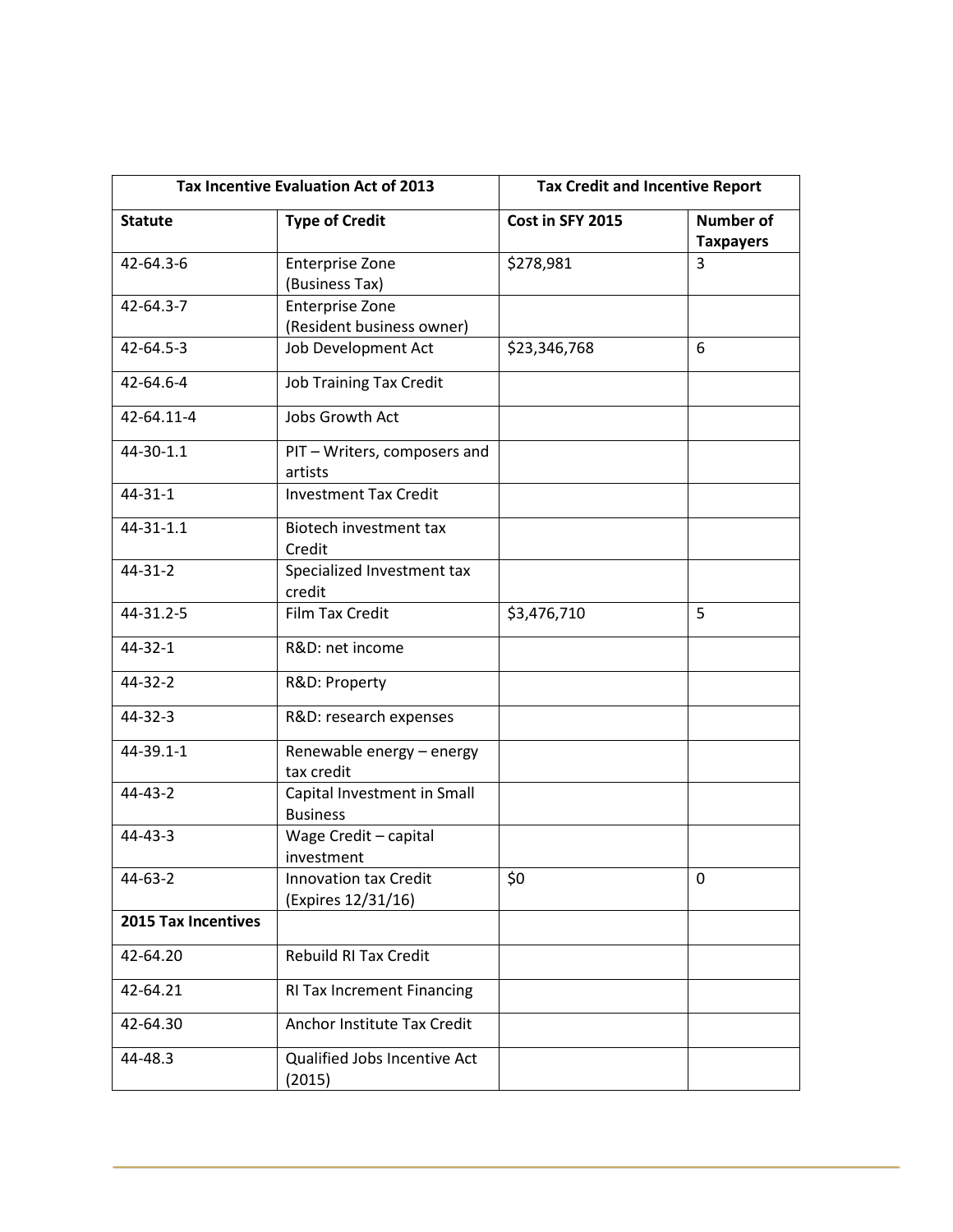| Tax Incentive Evaluation Act of 2013 | | Tax Credit and Incentive Report | |
|---|---|---|---|
| **Statute** | **Type of Credit** | **Cost in SFY 2015** | **Number of Taxpayers** |
| 42-64.3-6 | Enterprise Zone (Business Tax) | $278,981 | 3 |
| 42-64.3-7 | Enterprise Zone (Resident business owner) | | |
| 42-64.5-3 | Job Development Act | $23,346,768 | 6 |
| 42-64.6-4 | Job Training Tax Credit | | |
| 42-64.11-4 | Jobs Growth Act | | |
| 44-30-1.1 | PIT – Writers, composers and artists | | |
| 44-31-1 | Investment Tax Credit | | |
| 44-31-1.1 | Biotech investment tax Credit | | |
| 44-31-2 | Specialized Investment tax credit | | |
| 44-31.2-5 | Film Tax Credit | $3,476,710 | 5 |
| 44-32-1 | R&D: net income | | |
| 44-32-2 | R&D: Property | | |
| 44-32-3 | R&D: research expenses | | |
| 44-39.1-1 | Renewable energy – energy tax credit | | |
| 44-43-2 | Capital Investment in Small Business | | |
| 44-43-3 | Wage Credit – capital investment | | |
| 44-63-2 | Innovation tax Credit (Expires 12/31/16) | $0 | 0 |
| **2015 Tax Incentives** | | | |
| 42-64.20 | Rebuild RI Tax Credit | | |
| 42-64.21 | RI Tax Increment Financing | | |
| 42-64.30 | Anchor Institute Tax Credit | | |
| 44-48.3 | Qualified Jobs Incentive Act (2015) | | |